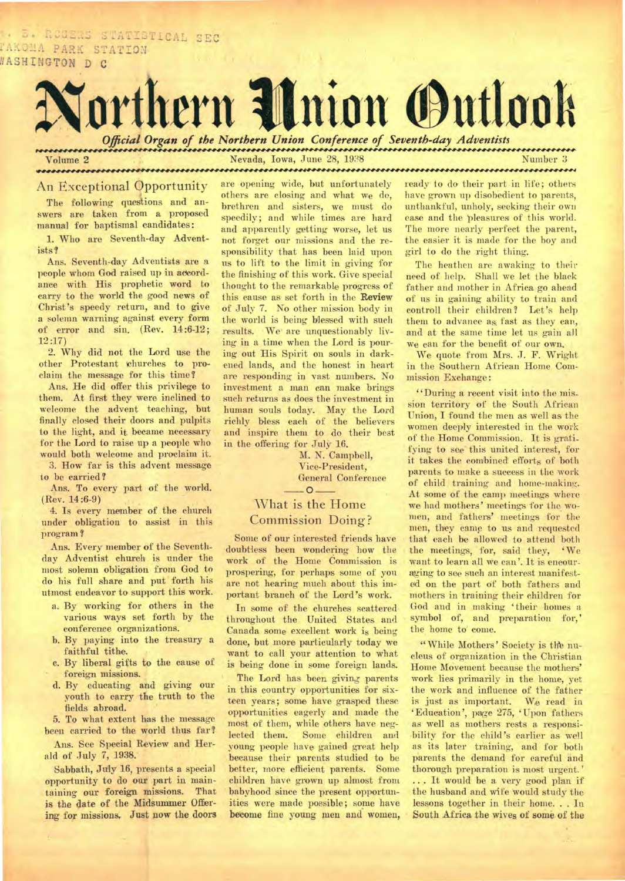# Northern Union Outlook

*Official Organ of the Northern Union Conference of Seventh-day Adventists*

Volume 2 — Nevada, Iowa, June 28, 1938 — Number 3

## An Exceptional Opportunity

The following questions and answers are taken from a proposed manual for baptismal candidates:

1. Who are Seventh-day Adventists?

Ans. Seventh-day Adventists are a people whom God raised up in accordance with His prophetic word to carry to the world the good news of Christ's speedy return, and to give a solemn warning against every form of error and sin. (Rev. 14:6-12; 12:17)

2. Why did not the Lord use the other Protestant churches to proclaim the message for this time?

Ans. He did offer this privilege to them. At first they were inclined to welcome the advent teaching, but finally closed their doors and pulpits to the light, and it became necessary for the Lord to raise up a people who would both welcome and proclaim it.

3. How far is this advent message to be carried?

Ans. To every part of the world. (Rev. 14:6-9)

4. Is every member of the church under obligation to assist in this program?

Ans. Every member of the Seventh-day Adventist church is under the most solemn obligation from God to do his full share and put forth his utmost endeavor to support this work.

a. By working for others in the various ways set forth by the conference organizations.

b. By paying into the treasury a faithful tithe.

c. By liberal gifts to the cause of foreign missions.

d. By educating and giving our youth to carry the truth to the fields abroad.

5. To what extent has the message been carried to the world thus far?

Ans. See Special Review and Herald of July 7, 1938.

Sabbath, July 16, presents a special opportunity to do our part in maintaining our foreign missions. That is the date of the Midsummer Offering for missions. Just now the doors are opening wide, but unfortunately others are closing and what we do, brethren and sisters, we must do speedily; and while times are hard and apparently getting worse, let us not forget our missions and the responsibility that has been laid upon us to lift to the limit in giving for the finishing of this work. Give special thought to the remarkable progress of this cause as set forth in the **Review** of July 7. No other mission body in the world is being blessed with such results. We are unquestionably living in a time when the Lord is pouring out His Spirit on souls in darkened lands, and the honest in heart are responding in vast numbers. No investment a man can make brings such returns as does the investment in human souls today. May the Lord richly bless each of the believers and inspire them to do their best in the offering for July 16.

M. N. Campbell,
Vice-President,
General Conference

## What is the Home Commission Doing?

Some of our interested friends have doubtless been wondering how the work of the Home Commission is prospering, for perhaps some of you are not hearing much about this important branch of the Lord's work.

In some of the churches scattered throughout the United States and Canada some excellent work is being done, but more particularly today we want to call your attention to what is being done in some foreign lands.

The Lord has been giving parents in this country opportunities for sixteen years; some have grasped these opportunities eagerly and made the most of them, while others have neglected them. Some children and young people have gained great help because their parents studied to be better, more efficient parents. Some children have grown up almost from babyhood since the present opportunities were made possible; some have become fine young men and women, ready to do their part in life; others have grown up disobedient to parents, unthankful, unholy, seeking their own ease and the pleasures of this world. The more nearly perfect the parent, the easier it is made for the boy and girl to do the right thing.

The heathen are awaking to their need of help. Shall we let the black father and mother in Africa go ahead of us in gaining ability to train and controll their children? Let's help them to advance as fast as they can, and at the same time let us gain all we can for the benefit of our own.

We quote from Mrs. J. F. Wright in the Southern African Home Commission Exchange:

"During a recent visit into the mission territory of the South African Union, I found the men as well as the women deeply interested in the work of the Home Commission. It is gratifying to see this united interest, for it takes the combined efforts of both parents to make a success in the work of child training and home-making. At some of the camp meetings where we had mothers' meetings for the women, and fathers' meetings for the men, they came to us and requested that each be allowed to attend both the meetings, for, said they, 'We want to learn all we can'. It is encouraging to see such an interest manifested on the part of both fathers and mothers in training their children for God and in making 'their homes a symbol of, and preparation for,' the home to come.

"While Mothers' Society is the nucleus of organization in the Christian Home Movement because the mothers' work lies primarily in the home, yet the work and influence of the father is just as important. We read in 'Education', page 275, 'Upon fathers as well as mothers rests a responsibility for the child's earlier as well as its later training, and for both parents the demand for careful and thorough preparation is most urgent.' ... It would be a very good plan if the husband and wife would study the lessons together in their home. . . In South Africa the wives of some of the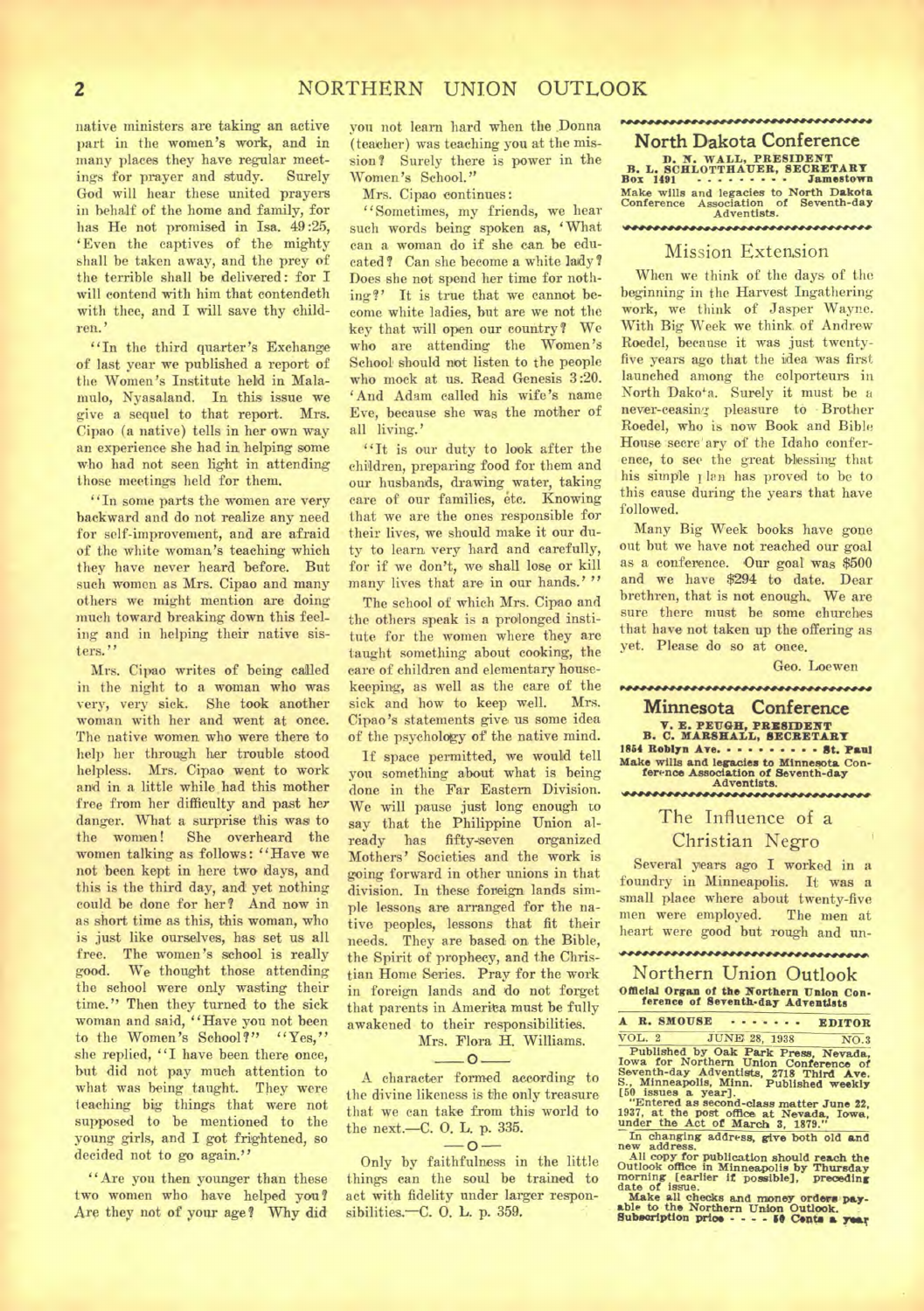native ministers are taking an active part in the women's work, and in many places they have regular meetings for prayer and study. Surely God will hear these united prayers in behalf of the home and family, for has He not promised in Isa. 49:25, 'Even the captives of the mighty shall be taken away, and the prey of the terrible shall be delivered: for I will contend with him that contendeth with thee, and I will save thy children.'

"In the third quarter's Exchange of last year we published a report of the Women's Institute held in Malamulo, Nyasaland. In this issue we give a sequel to that report. Mrs. Cipao (a native) tells in her own way an experience she had in helping some who had not seen light in attending those meetings held for them.

"In some parts the women are very backward and do not realize any need for self-improvement, and are afraid of the white woman's teaching which they have never heard before. But such women as Mrs. Cipao and many others we might mention are doing much toward breaking down this feeling and in helping their native sisters."

Mrs. Cipao writes of being called in the night to a woman who was very, very sick. She took another woman with her and went at once. The native women who were there to help her through her trouble stood helpless. Mrs. Cipao went to work and in a little while had this mother free from her difficulty and past her danger. What a surprise this was to the women! She overheard the women talking as follows: "Have we not been kept in here two days, and this is the third day, and yet nothing could be done for her? And now in as short time as this, this woman, who is just like ourselves, has set us all free. The women's school is really good. We thought those attending the school were only wasting their time." Then they turned to the sick woman and said, "Have you not been to the Women's School?" "Yes," she replied, "I have been there once, but did not pay much attention to what was being taught. They were teaching big things that were not supposed to be mentioned to the young girls, and I got frightened, so decided not to go again."

"Are you then younger than these two women who have helped you? Are they not of your age? Why did you not learn hard when the Donna (teacher) was teaching you at the mission? Surely there is power in the Women's School."

Mrs. Cipao continues:

"Sometimes, my friends, we hear such words being spoken as, 'What can a woman do if she can be educated? Can she become a white lady? Does she not spend her time for nothing?' It is true that we cannot become white ladies, but are we not the key that will open our country? We who are attending the Women's School should not listen to the people who mock at us. Read Genesis 3:20. 'And Adam called his wife's name Eve, because she was the mother of all living.'

"It is our duty to look after the children, preparing food for them and our husbands, drawing water, taking care of our families, etc. Knowing that we are the ones responsible for their lives, we should make it our duty to learn very hard and carefully, for if we don't, we shall lose or kill many lives that are in our hands.'"

The school of which Mrs. Cipao and the others speak is a prolonged institute for the women where they are taught something about cooking, the care of children and elementary housekeeping, as well as the care of the sick and how to keep well. Mrs. Cipao's statements give us some idea of the psychology of the native mind.

If space permitted, we would tell you something about what is being done in the Far Eastern Division. We will pause just long enough to say that the Philippine Union already has fifty-seven organized Mothers' Societies and the work is going forward in other unions in that division. In these foreign lands simple lessons are arranged for the native peoples, lessons that fit their needs. They are based on the Bible, the Spirit of prophecy, and the Christian Home Series. Pray for the work in foreign lands and do not forget that parents in America must be fully awakened to their responsibilities.

Mrs. Flora H. Williams.

—o—

A character formed according to the divine likeness is the only treasure that we can take from this world to the next.—C. O. L. p. 335.

—o—

Only by faithfulness in the little things can the soul be trained to act with fidelity under larger responsibilities.—C. O. L. p. 359.

## North Dakota Conference

**D. N. WALL, PRESIDENT**
**B. L. SCHLOTTHAUER, SECRETARY**
**Box 1491 . . . . . . . . . Jamestown**
**Make wills and legacies to North Dakota Conference Association of Seventh-day Adventists.**

### Mission Extension

When we think of the days of the beginning in the Harvest Ingathering work, we think of Jasper Wayne. With Big Week we think of Andrew Roedel, because it was just twenty-five years ago that the idea was first launched among the colporteurs in North Dakota. Surely it must be a never-ceasing pleasure to Brother Roedel, who is now Book and Bible House secretary of the Idaho conference, to see the great blessing that his simple plan has proved to be to this cause during the years that have followed.

Many Big Week books have gone out but we have not reached our goal as a conference. Our goal was $500 and we have $294 to date. Dear brethren, that is not enough. We are sure there must be some churches that have not taken up the offering as yet. Please do so at once.

Geo. Loewen

## Minnesota Conference

**V. E. PEUGH, PRESIDENT**
**B. C. MARSHALL, SECRETARY**
**1854 Roblyn Ave. . . . . . . . . . . St. Paul**
**Make wills and legacies to Minnesota Conference Association of Seventh-day Adventists.**

### The Influence of a Christian Negro

Several years ago I worked in a foundry in Minneapolis. It was a small place where about twenty-five men were employed. The men at heart were good but rough and un-

## Northern Union Outlook

**Official Organ of the Northern Union Conference of Seventh-day Adventists**

**A R. SMOUSE . . . . . . . EDITOR**

VOL. 2 JUNE 28, 1938 NO. 3

Published by Oak Park Press, Nevada, Iowa for Northern Union Conference of Seventh-day Adventists, 2718 Third Ave. S., Minneapolis, Minn. Published weekly [50 issues a year].

"Entered as second-class matter June 22, 1937, at the post office at Nevada, Iowa, under the Act of March 3, 1879."

In changing address, give both old and new address.

All copy for publication should reach the Outlook office in Minneapolis by Thursday morning [earlier if possible], preceding date of issue.

Make all checks and money orders payable to the Northern Union Outlook.

**Subscription price . . . . 50 Cents a year**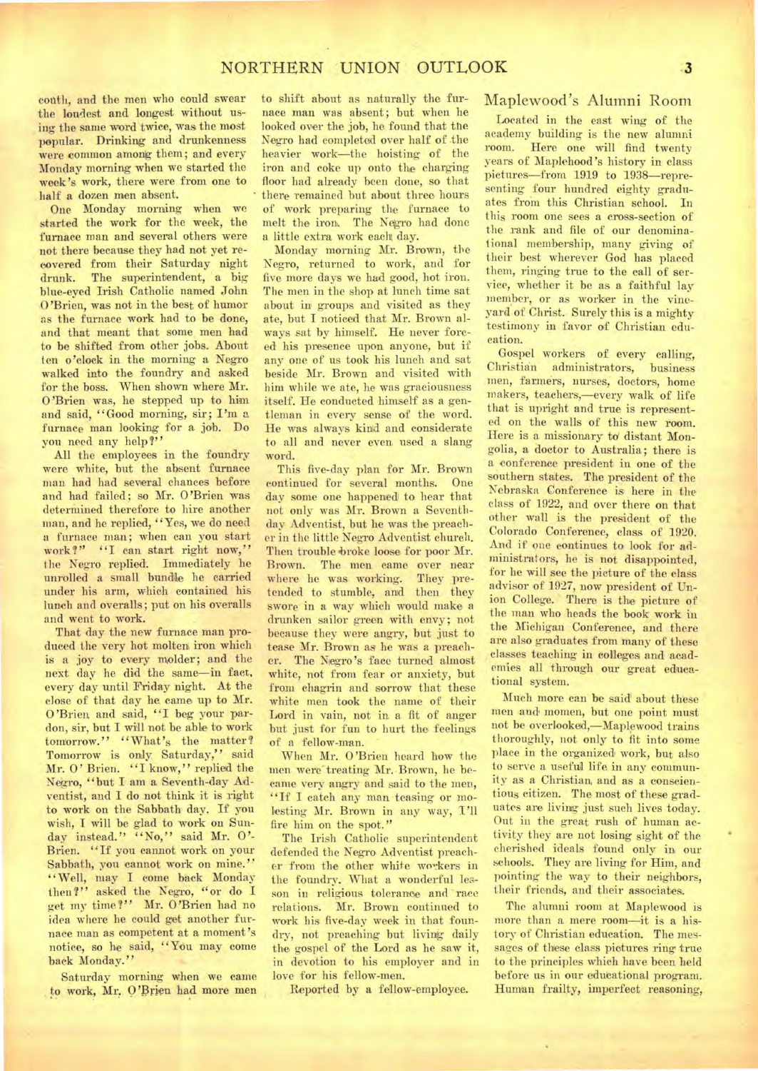couth, and the men who could swear the loudest and longest without using the same word twice, was the most popular. Drinking and drunkenness were common among them; and every Monday morning when we started the week's work, there were from one to half a dozen men absent.

One Monday morning when we started the work for the week, the furnace man and several others were not there because they had not yet recovered from their Saturday night drunk. The superintendent, a big blue-eyed Irish Catholic named John O'Brien, was not in the best of humor as the furnace work had to be done, and that meant that some men had to be shifted from other jobs. About ten o'clock in the morning a Negro walked into the foundry and asked for the boss. When shown where Mr. O'Brien was, he stepped up to him and said, "Good morning, sir; I'm a furnace man looking for a job. Do you need any help?"

All the employees in the foundry were white, but the absent furnace man had had several chances before and had failed; so Mr. O'Brien was determined therefore to hire another man, and he replied, "Yes, we do need a furnace man; when can you start work?" "I can start right now," the Negro replied. Immediately he unrolled a small bundle he carried under his arm, which contained his lunch and overalls; put on his overalls and went to work.

That day the new furnace man produced the very hot molten iron which is a joy to every molder; and the next day he did the same—in fact, every day until Friday night. At the close of that day he came up to Mr. O'Brien and said, "I beg your pardon, sir, but I will not be able to work tomorrow." "What's the matter? Tomorrow is only Saturday," said Mr. O'Brien. "I know," replied the Negro, "but I am a Seventh-day Adventist, and I do not think it is right to work on the Sabbath day. If you wish, I will be glad to work on Sunday instead." "No," said Mr. O'Brien. "If you cannot work on your Sabbath, you cannot work on mine." "Well, may I come back Monday then?" asked the Negro, "or do I get my time?" Mr. O'Brien had no idea where he could get another furnace man as competent at a moment's notice, so he said, "You may come back Monday."

Saturday morning when we came to work, Mr. O'Brien had more men to shift about as naturally the furnace man was absent; but when he looked over the job, he found that the Negro had completed over half of the heavier work—the hoisting of the iron and coke up onto the charging floor had already been done, so that there remained but about three hours of work preparing the furnace to melt the iron. The Negro had done a little extra work each day.

Monday morning Mr. Brown, the Negro, returned to work, and for five more days we had good, hot iron. The men in the shop at lunch time sat about in groups and visited as they ate, but I noticed that Mr. Brown always sat by himself. He never forced his presence upon anyone, but if any one of us took his lunch and sat beside Mr. Brown and visited with him while we ate, he was graciousness itself. He conducted himself as a gentleman in every sense of the word. He was always kind and considerate to all and never even used a slang word.

This five-day plan for Mr. Brown continued for several months. One day some one happened to hear that not only was Mr. Brown a Seventh-day Adventist, but he was the preacher in the little Negro Adventist church. Then trouble broke loose for poor Mr. Brown. The men came over near where he was working. They pretended to stumble, and then they swore in a way which would make a drunken sailor green with envy; not because they were angry, but just to tease Mr. Brown as he was a preacher. The Negro's face turned almost white, not from fear or anxiety, but from chagrin and sorrow that these white men took the name of their Lord in vain, not in a fit of anger but just for fun to hurt the feelings of a fellow-man.

When Mr. O'Brien heard how the men were treating Mr. Brown, he became very angry and said to the men, "If I catch any man teasing or molesting Mr. Brown in any way, I'll fire him on the spot."

The Irish Catholic superintendent defended the Negro Adventist preacher from the other white workers in the foundry. What a wonderful lesson in religious tolerance and race relations. Mr. Brown continued to work his five-day week in that foundry, not preaching but living daily the gospel of the Lord as he saw it, in devotion to his employer and in love for his fellow-men.

Reported by a fellow-employee.

## Maplewood's Alumni Room

Located in the east wing of the academy building is the new alumni room. Here one will find twenty years of Maplehood's history in class pictures—from 1919 to 1938—representing four hundred eighty graduates from this Christian school. In this room one sees a cross-section of the rank and file of our denominational membership, many giving of their best wherever God has placed them, ringing true to the call of service, whether it be as a faithful lay member, or as worker in the vineyard of Christ. Surely this is a mighty testimony in favor of Christian education.

Gospel workers of every calling, Christian administrators, business men, farmers, nurses, doctors, home makers, teachers,—every walk of life that is upright and true is represented on the walls of this new room. Here is a missionary to distant Mongolia, a doctor to Australia; there is a conference president in one of the southern states. The president of the Nebraska Conference is here in the class of 1922, and over there on that other wall is the president of the Colorado Conference, class of 1920. And if one continues to look for administrators, he is not disappointed, for he will see the picture of the class advisor of 1927, now president of Union College. There is the picture of the man who heads the book work in the Michigan Conference, and there are also graduates from many of these classes teaching in colleges and academies all through our great educational system.

Much more can be said about these men and women, but one point must not be overlooked,—Maplewood trains thoroughly, not only to fit into some place in the organized work, but also to serve a useful life in any community as a Christian and as a conscientious citizen. The most of these graduates are living just such lives today. Out in the great rush of human activity they are not losing sight of the cherished ideals found only in our schools. They are living for Him, and pointing the way to their neighbors, their friends, and their associates.

The alumni room at Maplewood is more than a mere room—it is a history of Christian education. The messages of these class pictures ring true to the principles which have been held before us in our educational program. Human frailty, imperfect reasoning,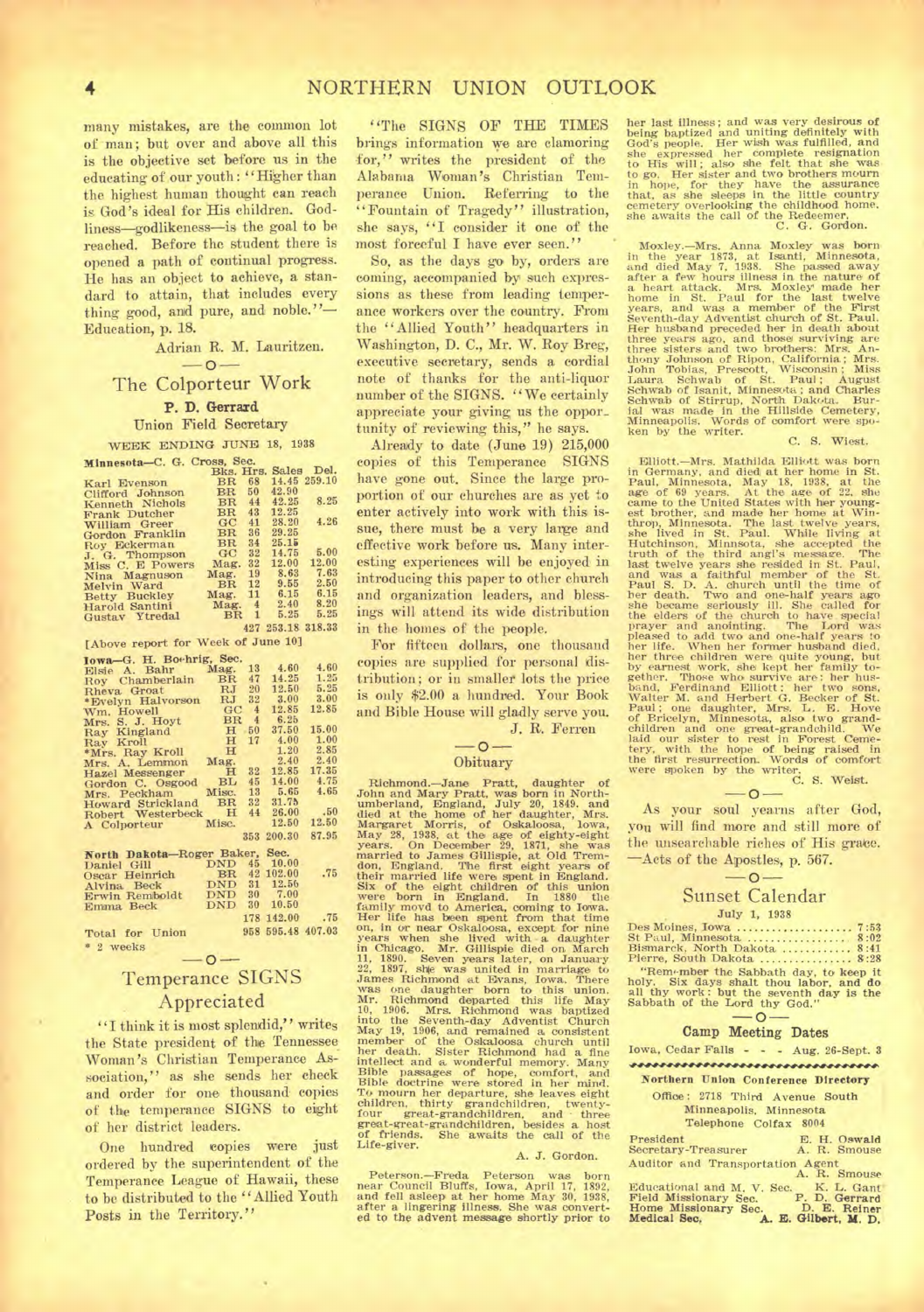many mistakes, are the common lot of man; but over and above all this is the objective set before us in the educating of our youth: "Higher than the highest human thought can reach is God's ideal for His children. Godliness—godlikeness—is the goal to be reached. Before the student there is opened a path of continual progress. He has an object to achieve, a standard to attain, that includes every thing good, and pure, and noble."—Education, p. 18.

Adrian R. M. Lauritzen.

## The Colporteur Work

**P. D. Gerrard**
**Union Field Secretary**

WEEK ENDING JUNE 18, 1938

**Minnesota**—C. G. Cross, Sec.

| | Bks. | Hrs. | Sales | Del. |
|---|---|---|---|---|
| Karl Evenson | BR | 68 | 14.45 | 259.10 |
| Clifford Johnson | BR | 50 | 42.90 | |
| Kenneth Nichols | BR | 44 | 42.25 | 8.25 |
| Frank Dutcher | BR | 43 | 12.25 | |
| William Greer | GC | 41 | 28.20 | 4.26 |
| Gordon Franklin | BR | 36 | 29.25 | |
| Roy Eckerman | BR | 34 | 25.15 | |
| J. G. Thompson | GC | 32 | 14.75 | 5.00 |
| Miss C. E Powers | Mag. | 32 | 12.00 | 12.00 |
| Nina Magnuson | Mag. | 19 | 8.63 | 7.63 |
| Melvin Ward | BR | 12 | 9.55 | 2.50 |
| Betty Buckley | Mag. | 11 | 6.15 | 6.15 |
| Harold Santini | Mag. | 4 | 2.40 | 8.20 |
| Gustav Ytredal | BR | 1 | 5.25 | 5.25 |
| | | 427 | 253.18 | 318.33 |

[Above report for Week of June 10]

**Iowa**—G. H. Boehrig, Sec.

| | | | | |
|---|---|---|---|---|
| Elsie A. Bahr | Mag. | 13 | 4.60 | 4.60 |
| Roy Chamberlain | BR | 47 | 14.25 | 1.25 |
| Rheva Groat | RJ | 20 | 12.50 | 5.25 |
| *Evelyn Halvorson | RJ | 32 | 3.00 | 3.00 |
| Wm. Howell | GC | 4 | 12.85 | 12.85 |
| Mrs. S. J. Hoyt | BR | 4 | 6.25 | |
| Ray Kingland | H | 50 | 37.50 | 15.00 |
| Ray Kroll | H | 17 | 4.00 | 1.00 |
| *Mrs. Ray Kroll | H | | 1.20 | 2.85 |
| Mrs. A. Lemmon | Mag. | | 2.40 | 2.40 |
| Hazel Messenger | H | 32 | 12.85 | 17.35 |
| Gordon C. Osgood | BL | 45 | 14.00 | 4.75 |
| Mrs. Peckham | Misc. | 13 | 5.65 | 4.65 |
| Howard Strickland | BR | 32 | 31.75 | |
| Robert Westerbeck | H | 44 | 26.00 | .50 |
| A Colporteur | Misc. | | 12.50 | 12.50 |
| | | 353 | 200.30 | 87.95 |

**North Dakota**—Roger Baker, Sec.

| | | | | |
|---|---|---|---|---|
| Daniel Gill | DND | 45 | 10.00 | |
| Oscar Heinrich | BR | 42 | 102.00 | .75 |
| Alvina Beck | DND | 31 | 12.50 | |
| Erwin Remboldt | DND | 30 | 7.00 | |
| Emma Beck | DND | 30 | 10.50 | |
| | | 178 | 142.00 | .75 |
| Total for Union | | 958 | 595.48 | 407.03 |

\* 2 weeks

## Temperance SIGNS Appreciated

"I think it is most splendid," writes the State president of the Tennessee Woman's Christian Temperance Association," as she sends her check and order for one thousand copies of the temperance SIGNS to eight of her district leaders.

One hundred copies were just ordered by the superintendent of the Temperance League of Hawaii, these to be distributed to the "Allied Youth Posts in the Territory."

"The SIGNS OF THE TIMES brings information we are clamoring for," writes the president of the Alabama Woman's Christian Temperance Union. Referring to the "Fountain of Tragedy" illustration, she says, "I consider it one of the most forceful I have ever seen."

So, as the days go by, orders are coming, accompanied by such expressions as these from leading temperance workers over the country. From the "Allied Youth" headquarters in Washington, D. C., Mr. W. Roy Breg, executive secretary, sends a cordial note of thanks for the anti-liquor number of the SIGNS. "We certainly appreciate your giving us the opportunity of reviewing this," he says.

Already to date (June 19) 215,000 copies of this Temperance SIGNS have gone out. Since the large proportion of our churches are as yet to enter actively into work with this issue, there must be a very large and effective work before us. Many interesting experiences will be enjoyed in introducing this paper to other church and organization leaders, and blessings will attend its wide distribution in the homes of the people.

For fifteen dollars, one thousand copies are supplied for personal distribution; or in smaller lots the price is only $2.00 a hundred. Your Book and Bible House will gladly serve you.

J. R. Ferren

## Obituary

Richmond.—Jane Pratt, daughter of John and Mary Pratt, was born in Northumberland, England, July 20, 1849, and died at the home of her daughter, Mrs. Margaret Morris, of Oskaloosa, Iowa, May 28, 1938, at the age of eighty-eight years. On December 29, 1871, she was married to James Gillispie, at Old Tremdon, England. The first eight years of their married life were spent in England. Six of the eight children of this union were born in England. In 1880 the family movd to America, coming to Iowa. Her life has been spent from that time on, in or near Oskaloosa, except for nine years when she lived with a daughter in Chicago. Mr. Gillispie died on March 11, 1890. Seven years later, on January 22, 1897, she was united in marriage to James Richmond at Evans, Iowa. There was one daughter born to this union. Mr. Richmond departed this life May 10, 1906. Mrs. Richmond was baptized into the Seventh-day Adventist Church May 19, 1906, and remained a consistent member of the Oskaloosa church until her death. Sister Richmond had a fine intellect and a wonderful memory. Many Bible passages of hope, comfort, and Bible doctrine were stored in her mind. To mourn her departure, she leaves eight children, thirty grandchildren, twenty-four great-grandchildren, and three great-great-grandchildren, besides a host of friends. She awaits the call of the Life-giver.

A. J. Gordon.

Peterson.—Freda Peterson was born near Council Bluffs, Iowa, April 17, 1892, and fell asleep at her home May 30, 1938, after a lingering illness. She was converted to the advent message shortly prior to her last illness; and was very desirous of being baptized and uniting definitely with God's people. Her wish was fulfilled, and she expressed her complete resignation to His will; also she felt that she was to go. Her sister and two brothers mourn in hope, for they have the assurance that, as she sleeps in the little country cemetery overlooking the childhood home, she awaits the call of the Redeemer.

C. G. Gordon.

Moxley.—Mrs. Anna Moxley was born in the year 1873, at Isanti, Minnesota, and died May 7, 1938. She passed away after a few hours illness in the nature of a heart attack. Mrs. Moxley made her home in St. Paul for the last twelve years, and was a member of the First Seventh-day Adventist church of St. Paul. Her husband preceded her in death about three years ago, and those surviving are three sisters and two brothers: Mrs. Anthony Johnson of Ripon, California; Mrs. John Tobias, Prescott, Wisconsin; Miss Laura Schwab of St. Paul; August Schwab of Isanit, Minnesota; and Charles Schwab of Stirrup, North Dakota. Burial was made in the Hillside Cemetery, Minneapolis. Words of comfort were spoken by the writer.

C. S. Wiest.

Elliott.—Mrs. Mathilda Elliott was born in Germany, and died at her home in St. Paul, Minnesota, May 18, 1938, at the age of 69 years. At the age of 22, she came to the United States with her youngest brother, and made her home at Winthrop, Minnesota. The last twelve years, she lived in St. Paul. While living at Hutchinson, Minnsota, she accepted the truth of the third angl's message. The last twelve years she resided in St. Paul, and was a faithful member of the St. Paul S. D. A. church until the time of her death. Two and one-half years ago she became seriously ill. She called for the elders of the church to have special prayer and anointing. The Lord was pleased to add two and one-half years to her life. When her former husband died, her three children were quite young, but by earnest work, she kept her family together. Those who survive are: her husband, Ferdinand Elliott; her two sons, Walter M. and Herbert G. Becker of St. Paul; one daughter, Mrs. L. E. Hove of Bricelyn, Minnesota, also two grandchildren and one great-grandchild. We laid our sister to rest in Forest Cemetery, with the hope of being raised in the first resurrection. Words of comfort were spoken by the writer.

C. S. Weist.

As your soul yearns after God, you will find more and still more of the unsearchable riches of His grace. —Acts of the Apostles, p. 567.

## Sunset Calendar

July 1, 1938

| | |
|---|---|
| Des Moines, Iowa | 7:53 |
| St Paul, Minnesota | 8:02 |
| Bismarck, North Dakota | 8:41 |
| Pierre, South Dakota | 8:28 |

"Remember the Sabbath day, to keep it holy. Six days shalt thou labor, and do all thy work: but the seventh day is the Sabbath of the Lord thy God."

### Camp Meeting Dates

Iowa, Cedar Falls - - - Aug. 26-Sept. 3

**Northern Union Conference Directory**

Office: 2718 Third Avenue South
Minneapolis, Minnesota
Telephone Colfax 8004

| | |
|---|---|
| President | E. H. Oswald |
| Secretary-Treasurer | A. R. Smouse |
| Auditor and Transportation Agent | A. R. Smouse |
| Educational and M. V. Sec. | K. L. Gant |
| Field Missionary Sec. | P. D. Gerrard |
| Home Missionary Sec. | D. E. Reiner |
| Medical Sec. | A. E. Gilbert, M. D. |